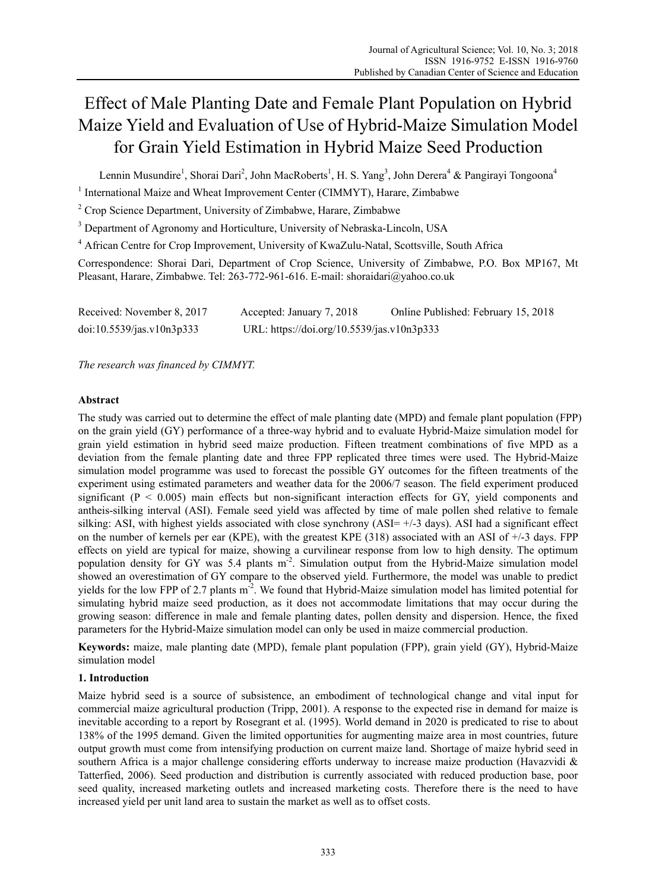# Effect of Male Planting Date and Female Plant Population on Hybrid Maize Yield and Evaluation of Use of Hybrid-Maize Simulation Model for Grain Yield Estimation in Hybrid Maize Seed Production

Lennin Musundire[1], Shorai Dari[2], John MacRoberts[1], H. S. Yang[3], John Derera[4] & Pangirayi Tongoona[4]

[1] International Maize and Wheat Improvement Center (CIMMYT), Harare, Zimbabwe

[2] Crop Science Department, University of Zimbabwe, Harare, Zimbabwe

[3] Department of Agronomy and Horticulture, University of Nebraska-Lincoln, USA

[4] African Centre for Crop Improvement, University of KwaZulu-Natal, Scottsville, South Africa

Correspondence: Shorai Dari, Department of Crop Science, University of Zimbabwe, P.O. Box MP167, Mt Pleasant, Harare, Zimbabwe. Tel: 263-772-961-616. E-mail: shoraidari@yahoo.co.uk

Received: November 8, 2017 Accepted: January 7, 2018 Online Published: February 15, 2018

doi:10.5539/jas.v10n3p333 URL: https://doi.org/10.5539/jas.v10n3p333

*The research was financed by CIMMYT.*

## Abstract

The study was carried out to determine the effect of male planting date (MPD) and female plant population (FPP) on the grain yield (GY) performance of a three-way hybrid and to evaluate Hybrid-Maize simulation model for grain yield estimation in hybrid seed maize production. Fifteen treatment combinations of five MPD as a deviation from the female planting date and three FPP replicated three times were used. The Hybrid-Maize simulation model programme was used to forecast the possible GY outcomes for the fifteen treatments of the experiment using estimated parameters and weather data for the 2006/7 season. The field experiment produced significant ($P < 0.005$) main effects but non-significant interaction effects for GY, yield components and antheis-silking interval (ASI). Female seed yield was affected by time of male pollen shed relative to female silking: ASI, with highest yields associated with close synchrony (ASI= +/-3 days). ASI had a significant effect on the number of kernels per ear (KPE), with the greatest KPE (318) associated with an ASI of +/-3 days. FPP effects on yield are typical for maize, showing a curvilinear response from low to high density. The optimum population density for GY was 5.4 plants $m^{-2}$. Simulation output from the Hybrid-Maize simulation model showed an overestimation of GY compare to the observed yield. Furthermore, the model was unable to predict yields for the low FPP of 2.7 plants $m^{-2}$. We found that Hybrid-Maize simulation model has limited potential for simulating hybrid maize seed production, as it does not accommodate limitations that may occur during the growing season: difference in male and female planting dates, pollen density and dispersion. Hence, the fixed parameters for the Hybrid-Maize simulation model can only be used in maize commercial production.

**Keywords:** maize, male planting date (MPD), female plant population (FPP), grain yield (GY), Hybrid-Maize simulation model

## 1. Introduction

Maize hybrid seed is a source of subsistence, an embodiment of technological change and vital input for commercial maize agricultural production (Tripp, 2001). A response to the expected rise in demand for maize is inevitable according to a report by Rosegrant et al. (1995). World demand in 2020 is predicated to rise to about 138% of the 1995 demand. Given the limited opportunities for augmenting maize area in most countries, future output growth must come from intensifying production on current maize land. Shortage of maize hybrid seed in southern Africa is a major challenge considering efforts underway to increase maize production (Havazvidi & Tatterfied, 2006). Seed production and distribution is currently associated with reduced production base, poor seed quality, increased marketing outlets and increased marketing costs. Therefore there is the need to have increased yield per unit land area to sustain the market as well as to offset costs.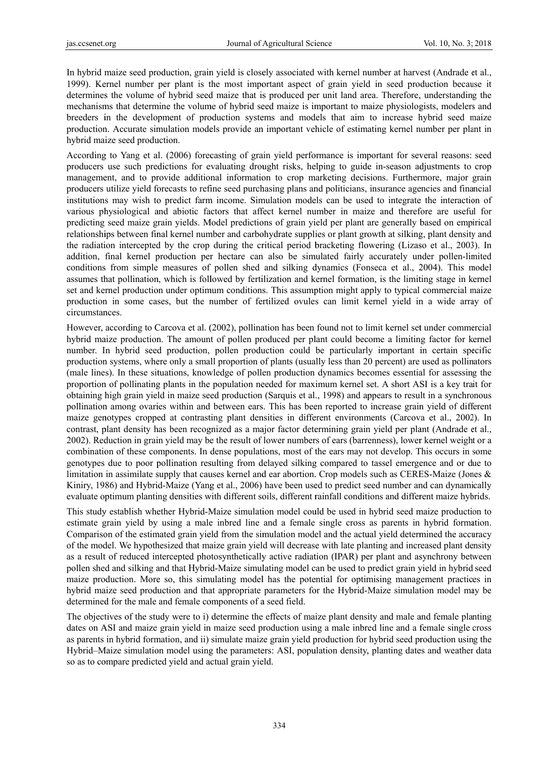In hybrid maize seed production, grain yield is closely associated with kernel number at harvest (Andrade et al., 1999). Kernel number per plant is the most important aspect of grain yield in seed production because it determines the volume of hybrid seed maize that is produced per unit land area. Therefore, understanding the mechanisms that determine the volume of hybrid seed maize is important to maize physiologists, modelers and breeders in the development of production systems and models that aim to increase hybrid seed maize production. Accurate simulation models provide an important vehicle of estimating kernel number per plant in hybrid maize seed production.

According to Yang et al. (2006) forecasting of grain yield performance is important for several reasons: seed producers use such predictions for evaluating drought risks, helping to guide in-season adjustments to crop management, and to provide additional information to crop marketing decisions. Furthermore, major grain producers utilize yield forecasts to refine seed purchasing plans and politicians, insurance agencies and financial institutions may wish to predict farm income. Simulation models can be used to integrate the interaction of various physiological and abiotic factors that affect kernel number in maize and therefore are useful for predicting seed maize grain yields. Model predictions of grain yield per plant are generally based on empirical relationships between final kernel number and carbohydrate supplies or plant growth at silking, plant density and the radiation intercepted by the crop during the critical period bracketing flowering (Lizaso et al., 2003). In addition, final kernel production per hectare can also be simulated fairly accurately under pollen-limited conditions from simple measures of pollen shed and silking dynamics (Fonseca et al., 2004). This model assumes that pollination, which is followed by fertilization and kernel formation, is the limiting stage in kernel set and kernel production under optimum conditions. This assumption might apply to typical commercial maize production in some cases, but the number of fertilized ovules can limit kernel yield in a wide array of circumstances.

However, according to Carcova et al. (2002), pollination has been found not to limit kernel set under commercial hybrid maize production. The amount of pollen produced per plant could become a limiting factor for kernel number. In hybrid seed production, pollen production could be particularly important in certain specific production systems, where only a small proportion of plants (usually less than 20 percent) are used as pollinators (male lines). In these situations, knowledge of pollen production dynamics becomes essential for assessing the proportion of pollinating plants in the population needed for maximum kernel set. A short ASI is a key trait for obtaining high grain yield in maize seed production (Sarquis et al., 1998) and appears to result in a synchronous pollination among ovaries within and between ears. This has been reported to increase grain yield of different maize genotypes cropped at contrasting plant densities in different environments (Carcova et al., 2002). In contrast, plant density has been recognized as a major factor determining grain yield per plant (Andrade et al., 2002). Reduction in grain yield may be the result of lower numbers of ears (barrenness), lower kernel weight or a combination of these components. In dense populations, most of the ears may not develop. This occurs in some genotypes due to poor pollination resulting from delayed silking compared to tassel emergence and or due to limitation in assimilate supply that causes kernel and ear abortion. Crop models such as CERES-Maize (Jones & Kiniry, 1986) and Hybrid-Maize (Yang et al., 2006) have been used to predict seed number and can dynamically evaluate optimum planting densities with different soils, different rainfall conditions and different maize hybrids.

This study establish whether Hybrid-Maize simulation model could be used in hybrid seed maize production to estimate grain yield by using a male inbred line and a female single cross as parents in hybrid formation. Comparison of the estimated grain yield from the simulation model and the actual yield determined the accuracy of the model. We hypothesized that maize grain yield will decrease with late planting and increased plant density as a result of reduced intercepted photosynthetically active radiation (IPAR) per plant and asynchrony between pollen shed and silking and that Hybrid-Maize simulating model can be used to predict grain yield in hybrid seed maize production. More so, this simulating model has the potential for optimising management practices in hybrid maize seed production and that appropriate parameters for the Hybrid-Maize simulation model may be determined for the male and female components of a seed field.

The objectives of the study were to i) determine the effects of maize plant density and male and female planting dates on ASI and maize grain yield in maize seed production using a male inbred line and a female single cross as parents in hybrid formation, and ii) simulate maize grain yield production for hybrid seed production using the Hybrid–Maize simulation model using the parameters: ASI, population density, planting dates and weather data so as to compare predicted yield and actual grain yield.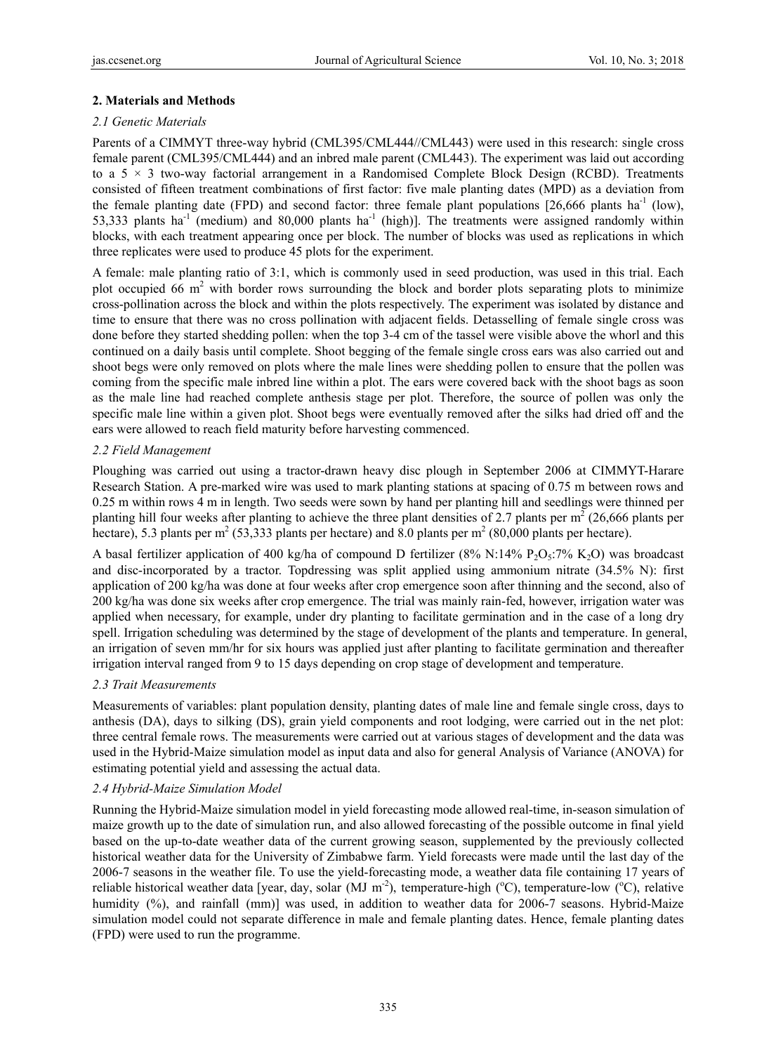## 2. Materials and Methods

### *2.1 Genetic Materials*

Parents of a CIMMYT three-way hybrid (CML395/CML444//CML443) were used in this research: single cross female parent (CML395/CML444) and an inbred male parent (CML443). The experiment was laid out according to a 5 × 3 two-way factorial arrangement in a Randomised Complete Block Design (RCBD). Treatments consisted of fifteen treatment combinations of first factor: five male planting dates (MPD) as a deviation from the female planting date (FPD) and second factor: three female plant populations [26,666 plants $ha^{-1}$ (low), 53,333 plants $ha^{-1}$ (medium) and 80,000 plants $ha^{-1}$ (high)]. The treatments were assigned randomly within blocks, with each treatment appearing once per block. The number of blocks was used as replications in which three replicates were used to produce 45 plots for the experiment.

A female: male planting ratio of 3:1, which is commonly used in seed production, was used in this trial. Each plot occupied 66 $m^2$ with border rows surrounding the block and border plots separating plots to minimize cross-pollination across the block and within the plots respectively. The experiment was isolated by distance and time to ensure that there was no cross pollination with adjacent fields. Detasselling of female single cross was done before they started shedding pollen: when the top 3-4 cm of the tassel were visible above the whorl and this continued on a daily basis until complete. Shoot begging of the female single cross ears was also carried out and shoot begs were only removed on plots where the male lines were shedding pollen to ensure that the pollen was coming from the specific male inbred line within a plot. The ears were covered back with the shoot bags as soon as the male line had reached complete anthesis stage per plot. Therefore, the source of pollen was only the specific male line within a given plot. Shoot begs were eventually removed after the silks had dried off and the ears were allowed to reach field maturity before harvesting commenced.

### *2.2 Field Management*

Ploughing was carried out using a tractor-drawn heavy disc plough in September 2006 at CIMMYT-Harare Research Station. A pre-marked wire was used to mark planting stations at spacing of 0.75 m between rows and 0.25 m within rows 4 m in length. Two seeds were sown by hand per planting hill and seedlings were thinned per planting hill four weeks after planting to achieve the three plant densities of 2.7 plants per $m^2$ (26,666 plants per hectare), 5.3 plants per $m^2$ (53,333 plants per hectare) and 8.0 plants per $m^2$ (80,000 plants per hectare).

A basal fertilizer application of 400 kg/ha of compound D fertilizer (8% N:14% $P_2O_5$:7% $K_2O$) was broadcast and disc-incorporated by a tractor. Topdressing was split applied using ammonium nitrate (34.5% N): first application of 200 kg/ha was done at four weeks after crop emergence soon after thinning and the second, also of 200 kg/ha was done six weeks after crop emergence. The trial was mainly rain-fed, however, irrigation water was applied when necessary, for example, under dry planting to facilitate germination and in the case of a long dry spell. Irrigation scheduling was determined by the stage of development of the plants and temperature. In general, an irrigation of seven mm/hr for six hours was applied just after planting to facilitate germination and thereafter irrigation interval ranged from 9 to 15 days depending on crop stage of development and temperature.

### *2.3 Trait Measurements*

Measurements of variables: plant population density, planting dates of male line and female single cross, days to anthesis (DA), days to silking (DS), grain yield components and root lodging, were carried out in the net plot: three central female rows. The measurements were carried out at various stages of development and the data was used in the Hybrid-Maize simulation model as input data and also for general Analysis of Variance (ANOVA) for estimating potential yield and assessing the actual data.

### *2.4 Hybrid-Maize Simulation Model*

Running the Hybrid-Maize simulation model in yield forecasting mode allowed real-time, in-season simulation of maize growth up to the date of simulation run, and also allowed forecasting of the possible outcome in final yield based on the up-to-date weather data of the current growing season, supplemented by the previously collected historical weather data for the University of Zimbabwe farm. Yield forecasts were made until the last day of the 2006-7 seasons in the weather file. To use the yield-forecasting mode, a weather data file containing 17 years of reliable historical weather data [year, day, solar (MJ $m^{-2}$), temperature-high (°C), temperature-low (°C), relative humidity (%), and rainfall (mm)] was used, in addition to weather data for 2006-7 seasons. Hybrid-Maize simulation model could not separate difference in male and female planting dates. Hence, female planting dates (FPD) were used to run the programme.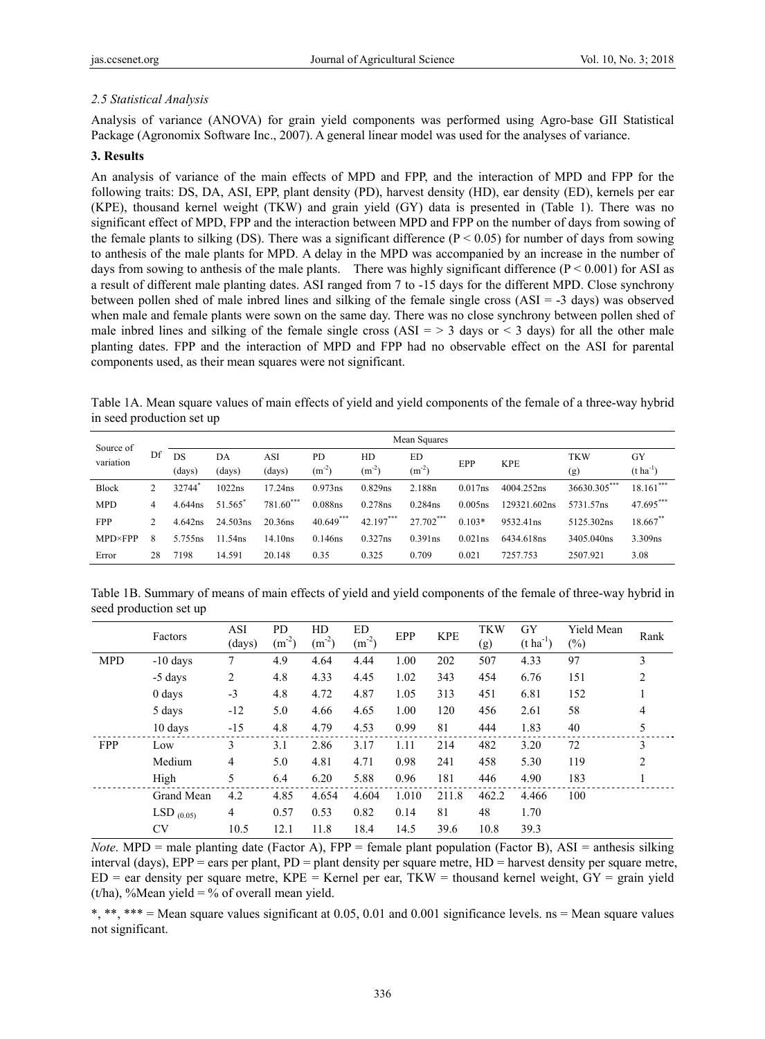### *2.5 Statistical Analysis*

Analysis of variance (ANOVA) for grain yield components was performed using Agro-base GII Statistical Package (Agronomix Software Inc., 2007). A general linear model was used for the analyses of variance.

## 3. Results

An analysis of variance of the main effects of MPD and FPP, and the interaction of MPD and FPP for the following traits: DS, DA, ASI, EPP, plant density (PD), harvest density (HD), ear density (ED), kernels per ear (KPE), thousand kernel weight (TKW) and grain yield (GY) data is presented in (Table 1). There was no significant effect of MPD, FPP and the interaction between MPD and FPP on the number of days from sowing of the female plants to silking (DS). There was a significant difference ($P < 0.05$) for number of days from sowing to anthesis of the male plants for MPD. A delay in the MPD was accompanied by an increase in the number of days from sowing to anthesis of the male plants. There was highly significant difference ($P < 0.001$) for ASI as a result of different male planting dates. ASI ranged from 7 to -15 days for the different MPD. Close synchrony between pollen shed of male inbred lines and silking of the female single cross (ASI = -3 days) was observed when male and female plants were sown on the same day. There was no close synchrony between pollen shed of male inbred lines and silking of the female single cross (ASI = > 3 days or < 3 days) for all the other male planting dates. FPP and the interaction of MPD and FPP had no observable effect on the ASI for parental components used, as their mean squares were not significant.

Table 1A. Mean square values of main effects of yield and yield components of the female of a three-way hybrid in seed production set up

| Source of variation | Df | Mean Squares | | | | | | | | | |
|---|---|---|---|---|---|---|---|---|---|---|---|
| | | DS (days) | DA (days) | ASI (days) | PD ($m^{-2}$) | HD ($m^{-2}$) | ED ($m^{-2}$) | EPP | KPE | TKW (g) | GY ($t\ ha^{-1}$) |
| Block | 2 | 32744* | 1022ns | 17.24ns | 0.973ns | 0.829ns | 2.188n | 0.017ns | 4004.252ns | 36630.305*** | 18.161*** |
| MPD | 4 | 4.644ns | 51.565* | 781.60*** | 0.088ns | 0.278ns | 0.284ns | 0.005ns | 129321.602ns | 5731.57ns | 47.695*** |
| FPP | 2 | 4.642ns | 24.503ns | 20.36ns | 40.649*** | 42.197*** | 27.702*** | 0.103* | 9532.41ns | 5125.302ns | 18.667** |
| MPD×FPP | 8 | 5.755ns | 11.54ns | 14.10ns | 0.146ns | 0.327ns | 0.391ns | 0.021ns | 6434.618ns | 3405.040ns | 3.309ns |
| Error | 28 | 7198 | 14.591 | 20.148 | 0.35 | 0.325 | 0.709 | 0.021 | 7257.753 | 2507.921 | 3.08 |

Table 1B. Summary of means of main effects of yield and yield components of the female of three-way hybrid in seed production set up

| | Factors | ASI (days) | PD ($m^{-2}$) | HD ($m^{-2}$) | ED ($m^{-2}$) | EPP | KPE | TKW (g) | GY ($t\ ha^{-1}$) | Yield Mean (%) | Rank |
|---|---|---|---|---|---|---|---|---|---|---|---|
| MPD | -10 days | 7 | 4.9 | 4.64 | 4.44 | 1.00 | 202 | 507 | 4.33 | 97 | 3 |
| | -5 days | 2 | 4.8 | 4.33 | 4.45 | 1.02 | 343 | 454 | 6.76 | 151 | 2 |
| | 0 days | -3 | 4.8 | 4.72 | 4.87 | 1.05 | 313 | 451 | 6.81 | 152 | 1 |
| | 5 days | -12 | 5.0 | 4.66 | 4.65 | 1.00 | 120 | 456 | 2.61 | 58 | 4 |
| | 10 days | -15 | 4.8 | 4.79 | 4.53 | 0.99 | 81 | 444 | 1.83 | 40 | 5 |
| FPP | Low | 3 | 3.1 | 2.86 | 3.17 | 1.11 | 214 | 482 | 3.20 | 72 | 3 |
| | Medium | 4 | 5.0 | 4.81 | 4.71 | 0.98 | 241 | 458 | 5.30 | 119 | 2 |
| | High | 5 | 6.4 | 6.20 | 5.88 | 0.96 | 181 | 446 | 4.90 | 183 | 1 |
| | Grand Mean | 4.2 | 4.85 | 4.654 | 4.604 | 1.010 | 211.8 | 462.2 | 4.466 | 100 | |
| | $LSD_{(0.05)}$ | 4 | 0.57 | 0.53 | 0.82 | 0.14 | 81 | 48 | 1.70 | | |
| | CV | 10.5 | 12.1 | 11.8 | 18.4 | 14.5 | 39.6 | 10.8 | 39.3 | | |

*Note*. MPD = male planting date (Factor A), FPP = female plant population (Factor B), ASI = anthesis silking interval (days), EPP = ears per plant, PD = plant density per square metre, HD = harvest density per square metre, ED = ear density per square metre, KPE = Kernel per ear, TKW = thousand kernel weight, GY = grain yield (t/ha), %Mean yield = % of overall mean yield.

*, **, *** = Mean square values significant at 0.05, 0.01 and 0.001 significance levels. ns = Mean square values not significant.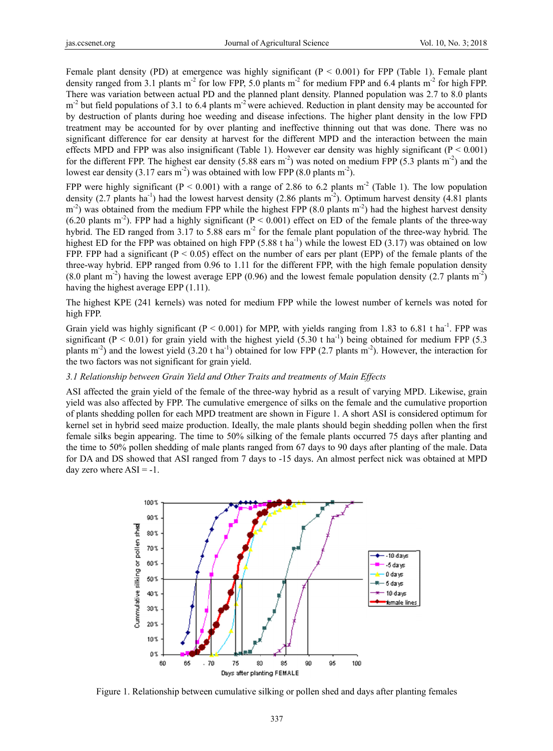Female plant density (PD) at emergence was highly significant ($P < 0.001$) for FPP (Table 1). Female plant density ranged from 3.1 plants m$^{-2}$ for low FPP, 5.0 plants m$^{-2}$ for medium FPP and 6.4 plants m$^{-2}$ for high FPP. There was variation between actual PD and the planned plant density. Planned population was 2.7 to 8.0 plants m$^{-2}$ but field populations of 3.1 to 6.4 plants m$^{-2}$ were achieved. Reduction in plant density may be accounted for by destruction of plants during hoe weeding and disease infections. The higher plant density in the low FPD treatment may be accounted for by over planting and ineffective thinning out that was done. There was no significant difference for ear density at harvest for the different MPD and the interaction between the main effects MPD and FPP was also insignificant (Table 1). However ear density was highly significant ($P < 0.001$) for the different FPP. The highest ear density (5.88 ears m$^{-2}$) was noted on medium FPP (5.3 plants m$^{-2}$) and the lowest ear density (3.17 ears m$^{-2}$) was obtained with low FPP (8.0 plants m$^{-2}$).

FPP were highly significant ($P < 0.001$) with a range of 2.86 to 6.2 plants m$^{-2}$ (Table 1). The low population density (2.7 plants ha$^{-1}$) had the lowest harvest density (2.86 plants m$^{-2}$). Optimum harvest density (4.81 plants m$^{-2}$) was obtained from the medium FPP while the highest FPP (8.0 plants m$^{-2}$) had the highest harvest density (6.20 plants m$^{-2}$). FPP had a highly significant ($P < 0.001$) effect on ED of the female plants of the three-way hybrid. The ED ranged from 3.17 to 5.88 ears m$^{-2}$ for the female plant population of the three-way hybrid. The highest ED for the FPP was obtained on high FPP (5.88 t ha$^{-1}$) while the lowest ED (3.17) was obtained on low FPP. FPP had a significant ($P < 0.05$) effect on the number of ears per plant (EPP) of the female plants of the three-way hybrid. EPP ranged from 0.96 to 1.11 for the different FPP, with the high female population density (8.0 plant m$^{-2}$) having the lowest average EPP (0.96) and the lowest female population density (2.7 plants m$^{-2}$) having the highest average EPP (1.11).

The highest KPE (241 kernels) was noted for medium FPP while the lowest number of kernels was noted for high FPP.

Grain yield was highly significant ($P < 0.001$) for MPP, with yields ranging from 1.83 to 6.81 t ha$^{-1}$. FPP was significant ($P < 0.01$) for grain yield with the highest yield (5.30 t ha$^{-1}$) being obtained for medium FPP (5.3 plants m$^{-2}$) and the lowest yield (3.20 t ha$^{-1}$) obtained for low FPP (2.7 plants m$^{-2}$). However, the interaction for the two factors was not significant for grain yield.

### 3.1 Relationship between Grain Yield and Other Traits and treatments of Main Effects

ASI affected the grain yield of the female of the three-way hybrid as a result of varying MPD. Likewise, grain yield was also affected by FPP. The cumulative emergence of silks on the female and the cumulative proportion of plants shedding pollen for each MPD treatment are shown in Figure 1. A short ASI is considered optimum for kernel set in hybrid seed maize production. Ideally, the male plants should begin shedding pollen when the first female silks begin appearing. The time to 50% silking of the female plants occurred 75 days after planting and the time to 50% pollen shedding of male plants ranged from 67 days to 90 days after planting of the male. Data for DA and DS showed that ASI ranged from 7 days to -15 days. An almost perfect nick was obtained at MPD day zero where ASI = -1.

Figure 1. Relationship between cumulative silking or pollen shed and days after planting females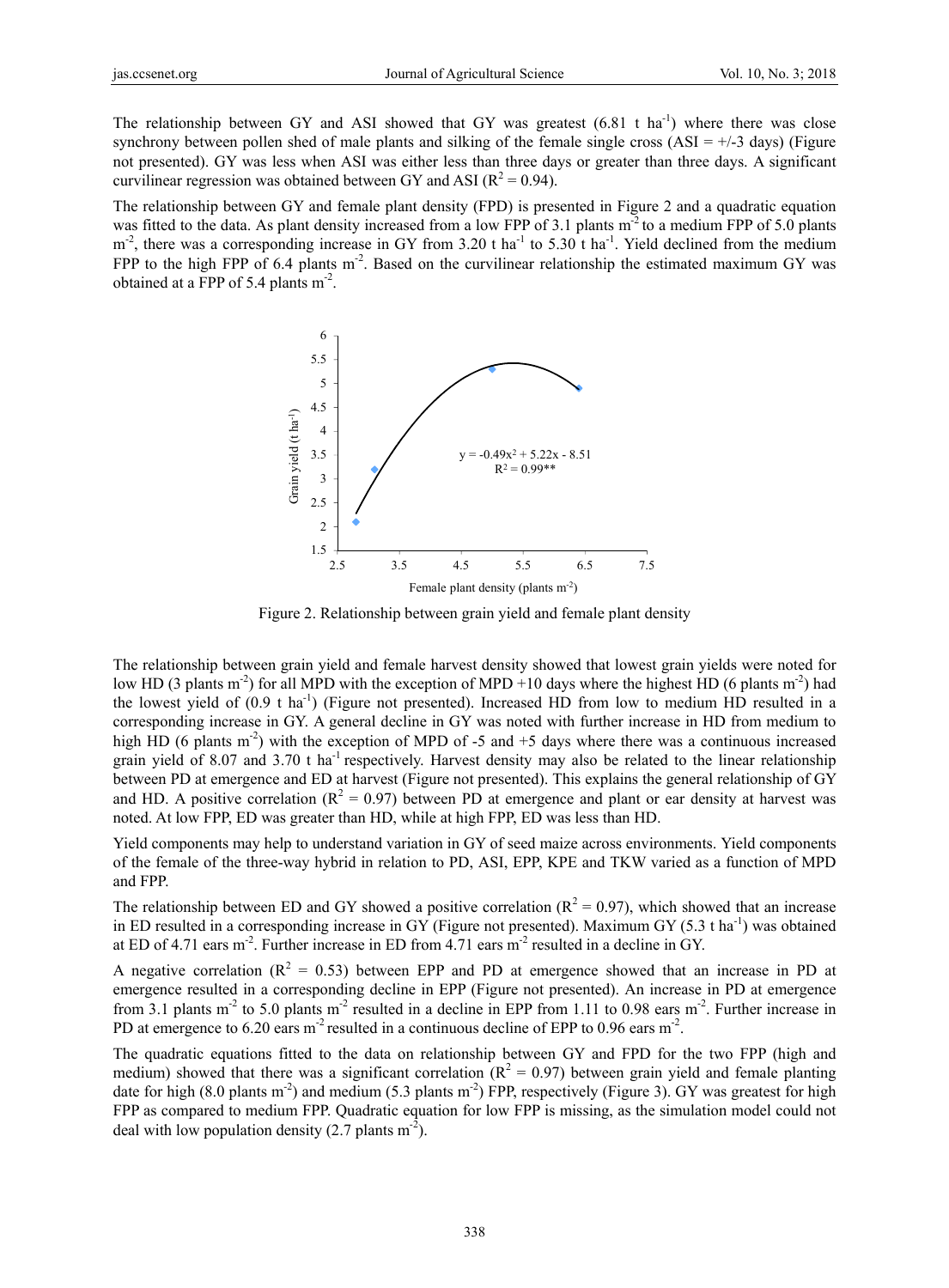The relationship between GY and ASI showed that GY was greatest (6.81 t $ha^{-1}$) where there was close synchrony between pollen shed of male plants and silking of the female single cross (ASI = +/-3 days) (Figure not presented). GY was less when ASI was either less than three days or greater than three days. A significant curvilinear regression was obtained between GY and ASI ($R^2 = 0.94$).

The relationship between GY and female plant density (FPD) is presented in Figure 2 and a quadratic equation was fitted to the data. As plant density increased from a low FPP of 3.1 plants $m^{-2}$ to a medium FPP of 5.0 plants $m^{-2}$, there was a corresponding increase in GY from 3.20 t $ha^{-1}$ to 5.30 t $ha^{-1}$. Yield declined from the medium FPP to the high FPP of 6.4 plants $m^{-2}$. Based on the curvilinear relationship the estimated maximum GY was obtained at a FPP of 5.4 plants $m^{-2}$.

$$y = -0.49x^2 + 5.22x - 8.51$$
$$R^2 = 0.99^{**}$$

Figure 2. Relationship between grain yield and female plant density

The relationship between grain yield and female harvest density showed that lowest grain yields were noted for low HD (3 plants $m^{-2}$) for all MPD with the exception of MPD +10 days where the highest HD (6 plants $m^{-2}$) had the lowest yield of (0.9 t $ha^{-1}$) (Figure not presented). Increased HD from low to medium HD resulted in a corresponding increase in GY. A general decline in GY was noted with further increase in HD from medium to high HD (6 plants $m^{-2}$) with the exception of MPD of -5 and +5 days where there was a continuous increased grain yield of 8.07 and 3.70 t $ha^{-1}$ respectively. Harvest density may also be related to the linear relationship between PD at emergence and ED at harvest (Figure not presented). This explains the general relationship of GY and HD. A positive correlation ($R^2 = 0.97$) between PD at emergence and plant or ear density at harvest was noted. At low FPP, ED was greater than HD, while at high FPP, ED was less than HD.

Yield components may help to understand variation in GY of seed maize across environments. Yield components of the female of the three-way hybrid in relation to PD, ASI, EPP, KPE and TKW varied as a function of MPD and FPP.

The relationship between ED and GY showed a positive correlation ($R^2 = 0.97$), which showed that an increase in ED resulted in a corresponding increase in GY (Figure not presented). Maximum GY (5.3 t $ha^{-1}$) was obtained at ED of 4.71 ears $m^{-2}$. Further increase in ED from 4.71 ears $m^{-2}$ resulted in a decline in GY.

A negative correlation ($R^2 = 0.53$) between EPP and PD at emergence showed that an increase in PD at emergence resulted in a corresponding decline in EPP (Figure not presented). An increase in PD at emergence from 3.1 plants $m^{-2}$ to 5.0 plants $m^{-2}$ resulted in a decline in EPP from 1.11 to 0.98 ears $m^{-2}$. Further increase in PD at emergence to 6.20 ears $m^{-2}$ resulted in a continuous decline of EPP to 0.96 ears $m^{-2}$.

The quadratic equations fitted to the data on relationship between GY and FPD for the two FPP (high and medium) showed that there was a significant correlation ($R^2 = 0.97$) between grain yield and female planting date for high (8.0 plants $m^{-2}$) and medium (5.3 plants $m^{-2}$) FPP, respectively (Figure 3). GY was greatest for high FPP as compared to medium FPP. Quadratic equation for low FPP is missing, as the simulation model could not deal with low population density (2.7 plants $m^{-2}$).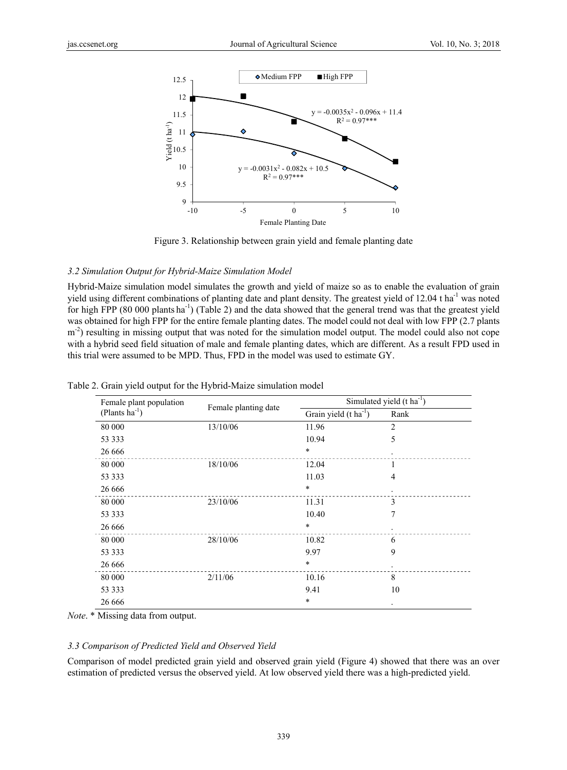Figure 3. Relationship between grain yield and female planting date

### 3.2 Simulation Output for Hybrid-Maize Simulation Model

Hybrid-Maize simulation model simulates the growth and yield of maize so as to enable the evaluation of grain yield using different combinations of planting date and plant density. The greatest yield of 12.04 t $ha^{-1}$ was noted for high FPP (80 000 plants $ha^{-1}$) (Table 2) and the data showed that the general trend was that the greatest yield was obtained for high FPP for the entire female planting dates. The model could not deal with low FPP (2.7 plants $m^{-2}$) resulting in missing output that was noted for the simulation model output. The model could also not cope with a hybrid seed field situation of male and female planting dates, which are different. As a result FPD used in this trial were assumed to be MPD. Thus, FPD in the model was used to estimate GY.

Table 2. Grain yield output for the Hybrid-Maize simulation model

| Female plant population (Plants $ha^{-1}$) | Female planting date | Simulated yield (t $ha^{-1}$) | |
|---|---|---|---|
| | | Grain yield (t $ha^{-1}$) | Rank |
| 80 000 | 13/10/06 | 11.96 | 2 |
| 53 333 | | 10.94 | 5 |
| 26 666 | | * | . |
| 80 000 | 18/10/06 | 12.04 | 1 |
| 53 333 | | 11.03 | 4 |
| 26 666 | | * | . |
| 80 000 | 23/10/06 | 11.31 | 3 |
| 53 333 | | 10.40 | 7 |
| 26 666 | | * | . |
| 80 000 | 28/10/06 | 10.82 | 6 |
| 53 333 | | 9.97 | 9 |
| 26 666 | | * | . |
| 80 000 | 2/11/06 | 10.16 | 8 |
| 53 333 | | 9.41 | 10 |
| 26 666 | | * | . |

*Note*. * Missing data from output.

### 3.3 Comparison of Predicted Yield and Observed Yield

Comparison of model predicted grain yield and observed grain yield (Figure 4) showed that there was an over estimation of predicted versus the observed yield. At low observed yield there was a high-predicted yield.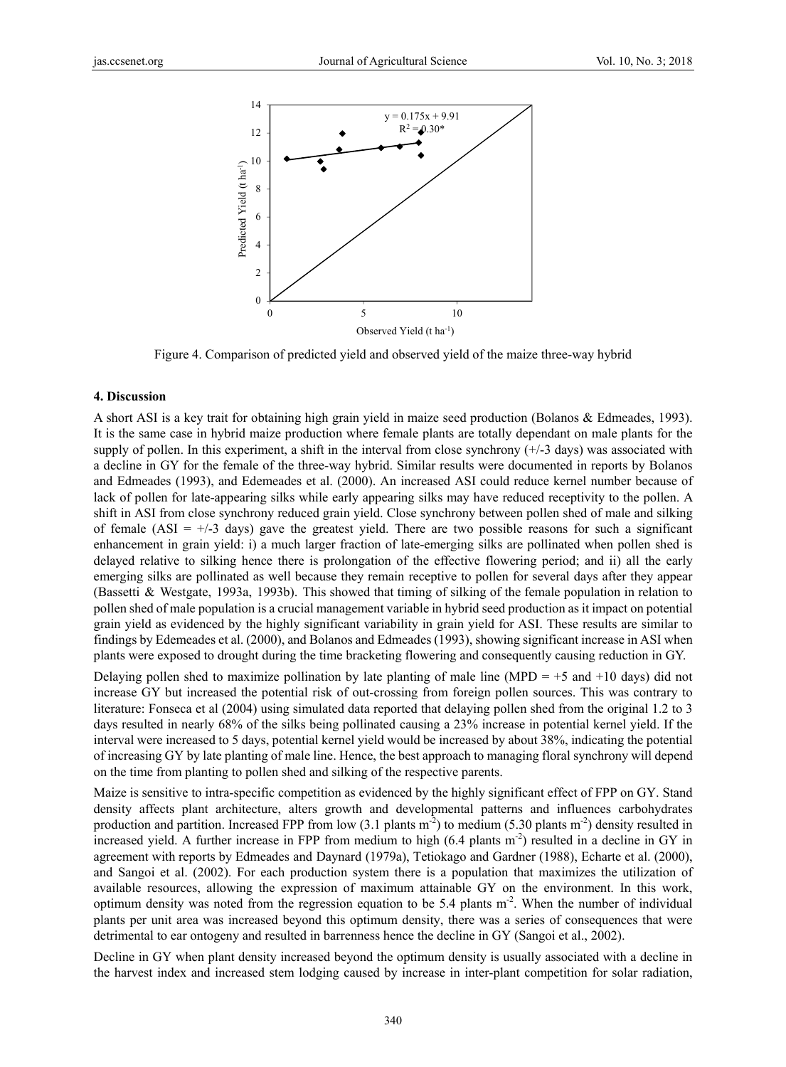Figure 4. Comparison of predicted yield and observed yield of the maize three-way hybrid

## 4. Discussion

A short ASI is a key trait for obtaining high grain yield in maize seed production (Bolanos & Edmeades, 1993). It is the same case in hybrid maize production where female plants are totally dependant on male plants for the supply of pollen. In this experiment, a shift in the interval from close synchrony (+/-3 days) was associated with a decline in GY for the female of the three-way hybrid. Similar results were documented in reports by Bolanos and Edmeades (1993), and Edemeades et al. (2000). An increased ASI could reduce kernel number because of lack of pollen for late-appearing silks while early appearing silks may have reduced receptivity to the pollen. A shift in ASI from close synchrony reduced grain yield. Close synchrony between pollen shed of male and silking of female (ASI = +/-3 days) gave the greatest yield. There are two possible reasons for such a significant enhancement in grain yield: i) a much larger fraction of late-emerging silks are pollinated when pollen shed is delayed relative to silking hence there is prolongation of the effective flowering period; and ii) all the early emerging silks are pollinated as well because they remain receptive to pollen for several days after they appear (Bassetti & Westgate, 1993a, 1993b). This showed that timing of silking of the female population in relation to pollen shed of male population is a crucial management variable in hybrid seed production as it impact on potential grain yield as evidenced by the highly significant variability in grain yield for ASI. These results are similar to findings by Edemeades et al. (2000), and Bolanos and Edmeades (1993), showing significant increase in ASI when plants were exposed to drought during the time bracketing flowering and consequently causing reduction in GY.

Delaying pollen shed to maximize pollination by late planting of male line (MPD = +5 and +10 days) did not increase GY but increased the potential risk of out-crossing from foreign pollen sources. This was contrary to literature: Fonseca et al (2004) using simulated data reported that delaying pollen shed from the original 1.2 to 3 days resulted in nearly 68% of the silks being pollinated causing a 23% increase in potential kernel yield. If the interval were increased to 5 days, potential kernel yield would be increased by about 38%, indicating the potential of increasing GY by late planting of male line. Hence, the best approach to managing floral synchrony will depend on the time from planting to pollen shed and silking of the respective parents.

Maize is sensitive to intra-specific competition as evidenced by the highly significant effect of FPP on GY. Stand density affects plant architecture, alters growth and developmental patterns and influences carbohydrates production and partition. Increased FPP from low (3.1 plants $m^{-2}$) to medium (5.30 plants $m^{-2}$) density resulted in increased yield. A further increase in FPP from medium to high (6.4 plants $m^{-2}$) resulted in a decline in GY in agreement with reports by Edmeades and Daynard (1979a), Tetiokago and Gardner (1988), Echarte et al. (2000), and Sangoi et al. (2002). For each production system there is a population that maximizes the utilization of available resources, allowing the expression of maximum attainable GY on the environment. In this work, optimum density was noted from the regression equation to be 5.4 plants $m^{-2}$. When the number of individual plants per unit area was increased beyond this optimum density, there was a series of consequences that were detrimental to ear ontogeny and resulted in barrenness hence the decline in GY (Sangoi et al., 2002).

Decline in GY when plant density increased beyond the optimum density is usually associated with a decline in the harvest index and increased stem lodging caused by increase in inter-plant competition for solar radiation,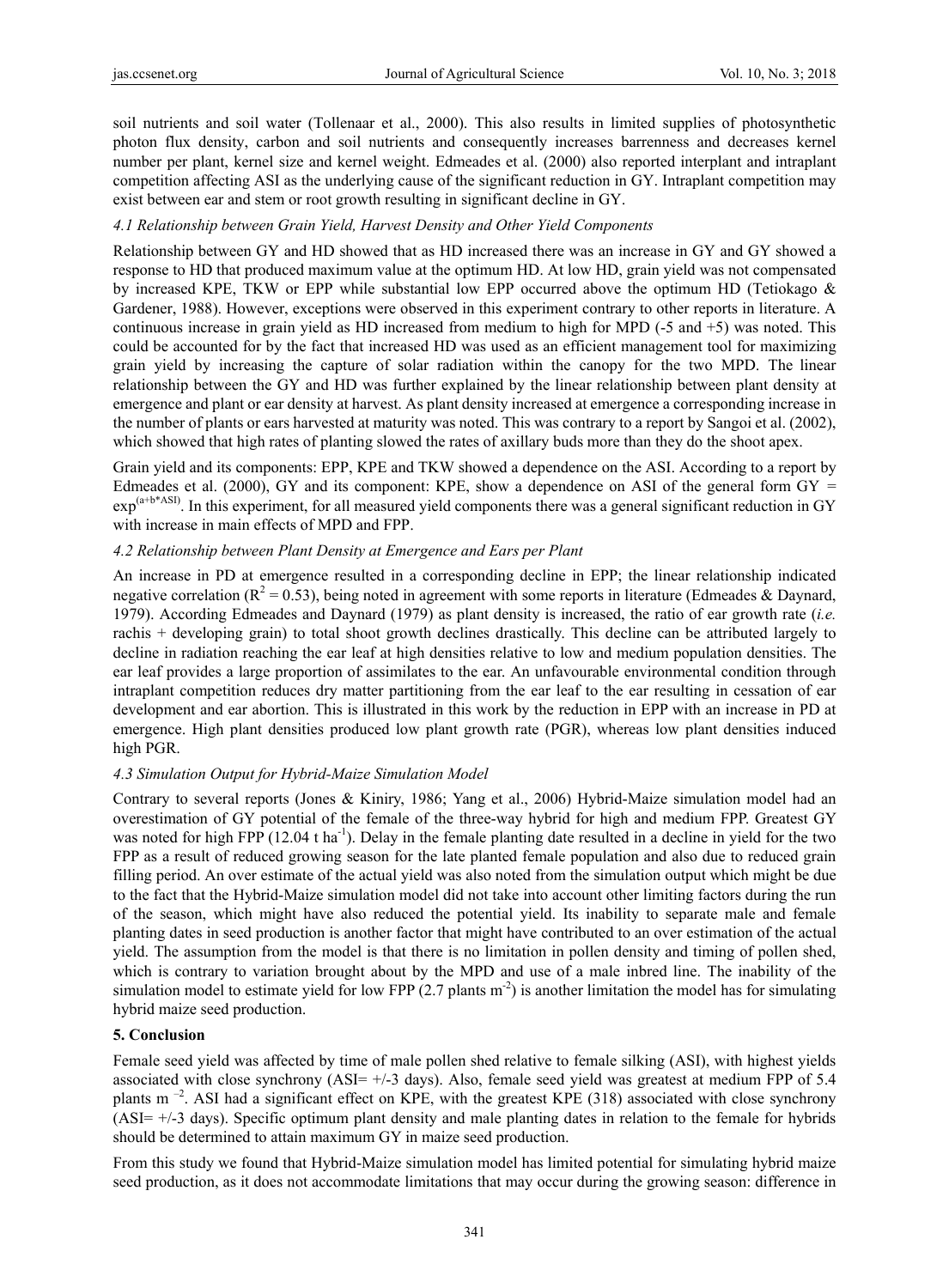soil nutrients and soil water (Tollenaar et al., 2000). This also results in limited supplies of photosynthetic photon flux density, carbon and soil nutrients and consequently increases barrenness and decreases kernel number per plant, kernel size and kernel weight. Edmeades et al. (2000) also reported interplant and intraplant competition affecting ASI as the underlying cause of the significant reduction in GY. Intraplant competition may exist between ear and stem or root growth resulting in significant decline in GY.

### *4.1 Relationship between Grain Yield, Harvest Density and Other Yield Components*

Relationship between GY and HD showed that as HD increased there was an increase in GY and GY showed a response to HD that produced maximum value at the optimum HD. At low HD, grain yield was not compensated by increased KPE, TKW or EPP while substantial low EPP occurred above the optimum HD (Tetiokago & Gardener, 1988). However, exceptions were observed in this experiment contrary to other reports in literature. A continuous increase in grain yield as HD increased from medium to high for MPD (-5 and +5) was noted. This could be accounted for by the fact that increased HD was used as an efficient management tool for maximizing grain yield by increasing the capture of solar radiation within the canopy for the two MPD. The linear relationship between the GY and HD was further explained by the linear relationship between plant density at emergence and plant or ear density at harvest. As plant density increased at emergence a corresponding increase in the number of plants or ears harvested at maturity was noted. This was contrary to a report by Sangoi et al. (2002), which showed that high rates of planting slowed the rates of axillary buds more than they do the shoot apex.

Grain yield and its components: EPP, KPE and TKW showed a dependence on the ASI. According to a report by Edmeades et al. (2000), GY and its component: KPE, show a dependence on ASI of the general form $GY = \exp^{(a+b*ASI)}$. In this experiment, for all measured yield components there was a general significant reduction in GY with increase in main effects of MPD and FPP.

### *4.2 Relationship between Plant Density at Emergence and Ears per Plant*

An increase in PD at emergence resulted in a corresponding decline in EPP; the linear relationship indicated negative correlation ($R^2 = 0.53$), being noted in agreement with some reports in literature (Edmeades & Daynard, 1979). According Edmeades and Daynard (1979) as plant density is increased, the ratio of ear growth rate (*i.e.* rachis + developing grain) to total shoot growth declines drastically. This decline can be attributed largely to decline in radiation reaching the ear leaf at high densities relative to low and medium population densities. The ear leaf provides a large proportion of assimilates to the ear. An unfavourable environmental condition through intraplant competition reduces dry matter partitioning from the ear leaf to the ear resulting in cessation of ear development and ear abortion. This is illustrated in this work by the reduction in EPP with an increase in PD at emergence. High plant densities produced low plant growth rate (PGR), whereas low plant densities induced high PGR.

### *4.3 Simulation Output for Hybrid-Maize Simulation Model*

Contrary to several reports (Jones & Kiniry, 1986; Yang et al., 2006) Hybrid-Maize simulation model had an overestimation of GY potential of the female of the three-way hybrid for high and medium FPP. Greatest GY was noted for high FPP (12.04 t ha$^{-1}$). Delay in the female planting date resulted in a decline in yield for the two FPP as a result of reduced growing season for the late planted female population and also due to reduced grain filling period. An over estimate of the actual yield was also noted from the simulation output which might be due to the fact that the Hybrid-Maize simulation model did not take into account other limiting factors during the run of the season, which might have also reduced the potential yield. Its inability to separate male and female planting dates in seed production is another factor that might have contributed to an over estimation of the actual yield. The assumption from the model is that there is no limitation in pollen density and timing of pollen shed, which is contrary to variation brought about by the MPD and use of a male inbred line. The inability of the simulation model to estimate yield for low FPP (2.7 plants m$^{-2}$) is another limitation the model has for simulating hybrid maize seed production.

## **5. Conclusion**

Female seed yield was affected by time of male pollen shed relative to female silking (ASI), with highest yields associated with close synchrony (ASI= +/-3 days). Also, female seed yield was greatest at medium FPP of 5.4 plants m$^{-2}$. ASI had a significant effect on KPE, with the greatest KPE (318) associated with close synchrony (ASI= +/-3 days). Specific optimum plant density and male planting dates in relation to the female for hybrids should be determined to attain maximum GY in maize seed production.

From this study we found that Hybrid-Maize simulation model has limited potential for simulating hybrid maize seed production, as it does not accommodate limitations that may occur during the growing season: difference in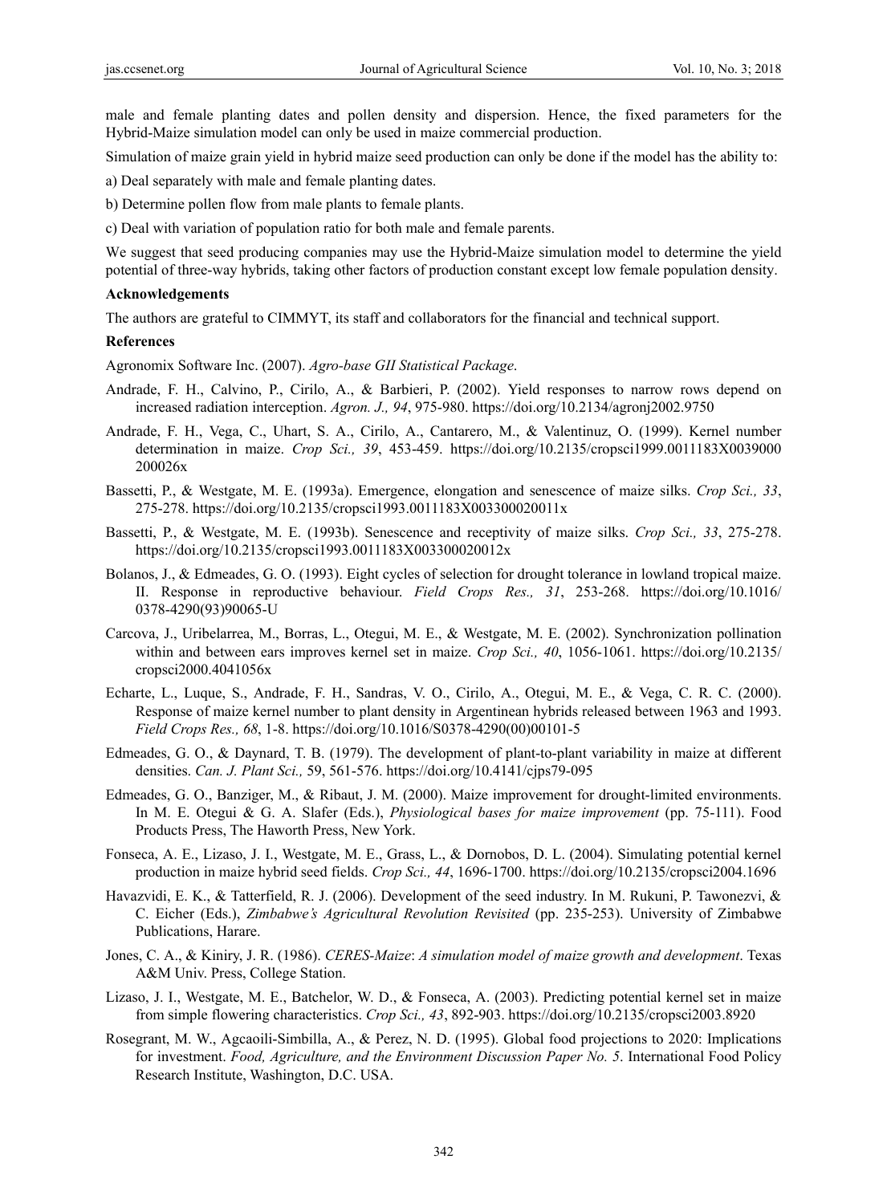male and female planting dates and pollen density and dispersion. Hence, the fixed parameters for the Hybrid-Maize simulation model can only be used in maize commercial production.

Simulation of maize grain yield in hybrid maize seed production can only be done if the model has the ability to:

a) Deal separately with male and female planting dates.

b) Determine pollen flow from male plants to female plants.

c) Deal with variation of population ratio for both male and female parents.

We suggest that seed producing companies may use the Hybrid-Maize simulation model to determine the yield potential of three-way hybrids, taking other factors of production constant except low female population density.

**Acknowledgements**

The authors are grateful to CIMMYT, its staff and collaborators for the financial and technical support.

**References**

Agronomix Software Inc. (2007). *Agro-base GII Statistical Package*.

Andrade, F. H., Calvino, P., Cirilo, A., & Barbieri, P. (2002). Yield responses to narrow rows depend on increased radiation interception. *Agron. J., 94*, 975-980. https://doi.org/10.2134/agronj2002.9750

Andrade, F. H., Vega, C., Uhart, S. A., Cirilo, A., Cantarero, M., & Valentinuz, O. (1999). Kernel number determination in maize. *Crop Sci., 39*, 453-459. https://doi.org/10.2135/cropsci1999.0011183X0039000200026x

Bassetti, P., & Westgate, M. E. (1993a). Emergence, elongation and senescence of maize silks. *Crop Sci., 33*, 275-278. https://doi.org/10.2135/cropsci1993.0011183X003300020011x

Bassetti, P., & Westgate, M. E. (1993b). Senescence and receptivity of maize silks. *Crop Sci., 33*, 275-278. https://doi.org/10.2135/cropsci1993.0011183X003300020012x

Bolanos, J., & Edmeades, G. O. (1993). Eight cycles of selection for drought tolerance in lowland tropical maize. II. Response in reproductive behaviour. *Field Crops Res., 31*, 253-268. https://doi.org/10.1016/0378-4290(93)90065-U

Carcova, J., Uribelarrea, M., Borras, L., Otegui, M. E., & Westgate, M. E. (2002). Synchronization pollination within and between ears improves kernel set in maize. *Crop Sci., 40*, 1056-1061. https://doi.org/10.2135/cropsci2000.4041056x

Echarte, L., Luque, S., Andrade, F. H., Sandras, V. O., Cirilo, A., Otegui, M. E., & Vega, C. R. C. (2000). Response of maize kernel number to plant density in Argentinean hybrids released between 1963 and 1993. *Field Crops Res., 68*, 1-8. https://doi.org/10.1016/S0378-4290(00)00101-5

Edmeades, G. O., & Daynard, T. B. (1979). The development of plant-to-plant variability in maize at different densities. *Can. J. Plant Sci.,* 59, 561-576. https://doi.org/10.4141/cjps79-095

Edmeades, G. O., Banziger, M., & Ribaut, J. M. (2000). Maize improvement for drought-limited environments. In M. E. Otegui & G. A. Slafer (Eds.), *Physiological bases for maize improvement* (pp. 75-111). Food Products Press, The Haworth Press, New York.

Fonseca, A. E., Lizaso, J. I., Westgate, M. E., Grass, L., & Dornobos, D. L. (2004). Simulating potential kernel production in maize hybrid seed fields. *Crop Sci., 44*, 1696-1700. https://doi.org/10.2135/cropsci2004.1696

Havazvidi, E. K., & Tatterfield, R. J. (2006). Development of the seed industry. In M. Rukuni, P. Tawonezvi, & C. Eicher (Eds.), *Zimbabwe's Agricultural Revolution Revisited* (pp. 235-253). University of Zimbabwe Publications, Harare.

Jones, C. A., & Kiniry, J. R. (1986). *CERES-Maize*: *A simulation model of maize growth and development*. Texas A&M Univ. Press, College Station.

Lizaso, J. I., Westgate, M. E., Batchelor, W. D., & Fonseca, A. (2003). Predicting potential kernel set in maize from simple flowering characteristics. *Crop Sci., 43*, 892-903. https://doi.org/10.2135/cropsci2003.8920

Rosegrant, M. W., Agcaoili-Simbilla, A., & Perez, N. D. (1995). Global food projections to 2020: Implications for investment. *Food, Agriculture, and the Environment Discussion Paper No. 5*. International Food Policy Research Institute, Washington, D.C. USA.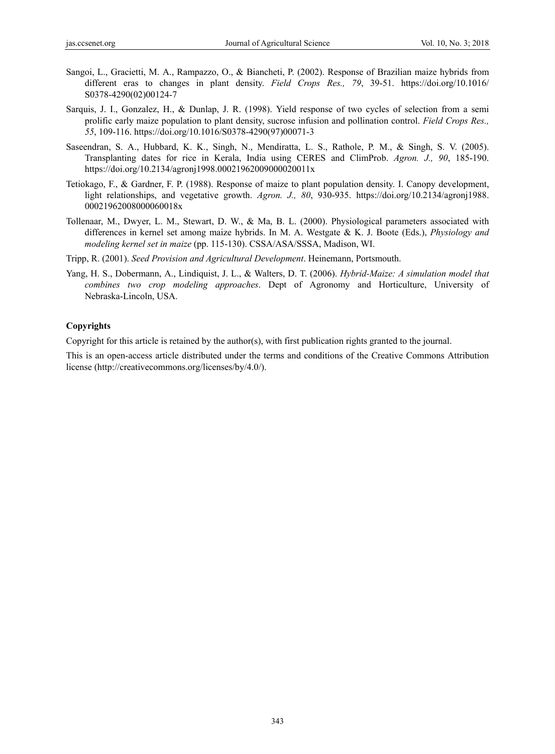Sangoi, L., Gracietti, M. A., Rampazzo, O., & Biancheti, P. (2002). Response of Brazilian maize hybrids from different eras to changes in plant density. *Field Crops Res., 79*, 39-51. https://doi.org/10.1016/S0378-4290(02)00124-7

Sarquis, J. I., Gonzalez, H., & Dunlap, J. R. (1998). Yield response of two cycles of selection from a semi prolific early maize population to plant density, sucrose infusion and pollination control. *Field Crops Res., 55*, 109-116. https://doi.org/10.1016/S0378-4290(97)00071-3

Saseendran, S. A., Hubbard, K. K., Singh, N., Mendiratta, L. S., Rathole, P. M., & Singh, S. V. (2005). Transplanting dates for rice in Kerala, India using CERES and ClimProb. *Agron. J., 90*, 185-190. https://doi.org/10.2134/agronj1998.00021962009000020011x

Tetiokago, F., & Gardner, F. P. (1988). Response of maize to plant population density. I. Canopy development, light relationships, and vegetative growth. *Agron. J., 80*, 930-935. https://doi.org/10.2134/agronj1988.00021962008000060018x

Tollenaar, M., Dwyer, L. M., Stewart, D. W., & Ma, B. L. (2000). Physiological parameters associated with differences in kernel set among maize hybrids. In M. A. Westgate & K. J. Boote (Eds.), *Physiology and modeling kernel set in maize* (pp. 115-130). CSSA/ASA/SSSA, Madison, WI.

Tripp, R. (2001). *Seed Provision and Agricultural Development*. Heinemann, Portsmouth.

Yang, H. S., Dobermann, A., Lindiquist, J. L., & Walters, D. T. (2006). *Hybrid-Maize: A simulation model that combines two crop modeling approaches*. Dept of Agronomy and Horticulture, University of Nebraska-Lincoln, USA.

## Copyrights

Copyright for this article is retained by the author(s), with first publication rights granted to the journal.

This is an open-access article distributed under the terms and conditions of the Creative Commons Attribution license (http://creativecommons.org/licenses/by/4.0/).